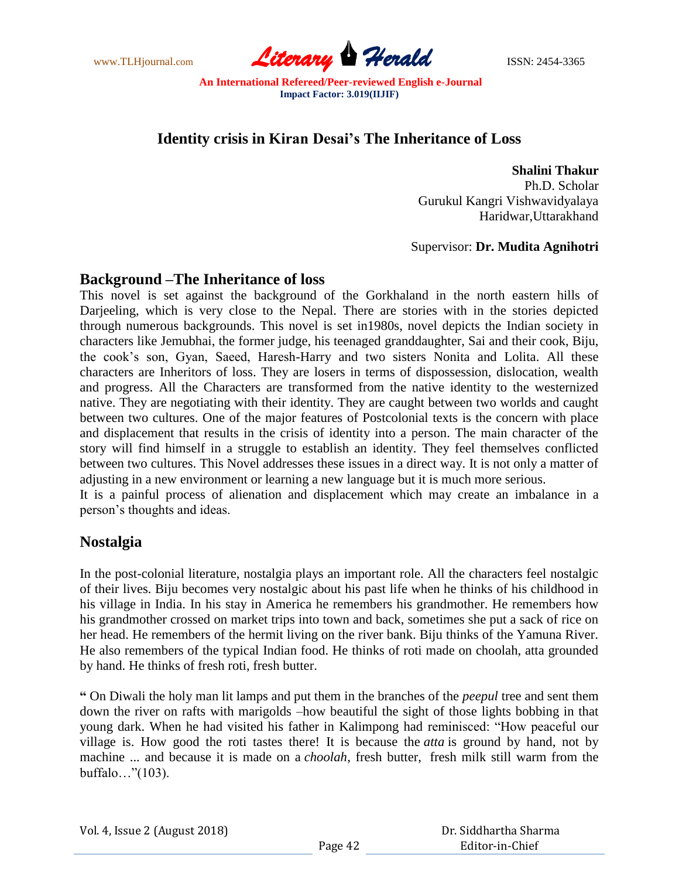# Identity crisis in Kiran Desai's The Inheritance of Loss

**Shalini Thakur**
Ph.D. Scholar
Gurukul Kangri Vishwavidyalaya
Haridwar,Uttarakhand

Supervisor: **Dr. Mudita Agnihotri**

## Background –The Inheritance of loss

This novel is set against the background of the Gorkhaland in the north eastern hills of Darjeeling, which is very close to the Nepal. There are stories with in the stories depicted through numerous backgrounds. This novel is set in1980s, novel depicts the Indian society in characters like Jemubhai, the former judge, his teenaged granddaughter, Sai and their cook, Biju, the cook's son, Gyan, Saeed, Haresh-Harry and two sisters Nonita and Lolita. All these characters are Inheritors of loss. They are losers in terms of dispossession, dislocation, wealth and progress. All the Characters are transformed from the native identity to the westernized native. They are negotiating with their identity. They are caught between two worlds and caught between two cultures. One of the major features of Postcolonial texts is the concern with place and displacement that results in the crisis of identity into a person. The main character of the story will find himself in a struggle to establish an identity. They feel themselves conflicted between two cultures. This Novel addresses these issues in a direct way. It is not only a matter of adjusting in a new environment or learning a new language but it is much more serious.

It is a painful process of alienation and displacement which may create an imbalance in a person's thoughts and ideas.

## Nostalgia

In the post-colonial literature, nostalgia plays an important role. All the characters feel nostalgic of their lives. Biju becomes very nostalgic about his past life when he thinks of his childhood in his village in India. In his stay in America he remembers his grandmother. He remembers how his grandmother crossed on market trips into town and back, sometimes she put a sack of rice on her head. He remembers of the hermit living on the river bank. Biju thinks of the Yamuna River. He also remembers of the typical Indian food. He thinks of roti made on choolah, atta grounded by hand. He thinks of fresh roti, fresh butter.

**"** On Diwali the holy man lit lamps and put them in the branches of the *peepul* tree and sent them down the river on rafts with marigolds –how beautiful the sight of those lights bobbing in that young dark. When he had visited his father in Kalimpong had reminisced: "How peaceful our village is. How good the roti tastes there! It is because the *atta* is ground by hand, not by machine ... and because it is made on a *choolah*, fresh butter, fresh milk still warm from the buffalo…"(103).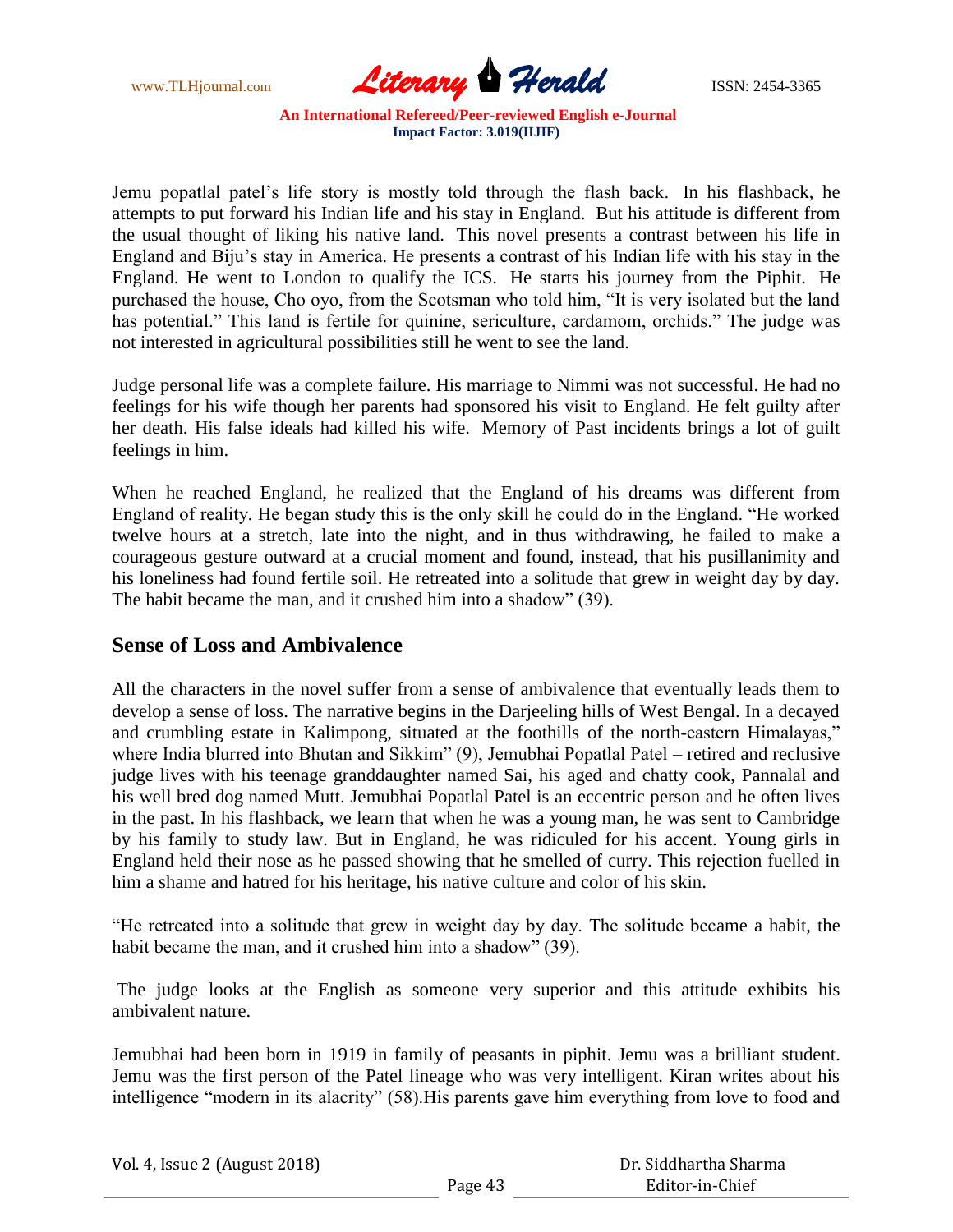Jemu popatlal patel's life story is mostly told through the flash back. In his flashback, he attempts to put forward his Indian life and his stay in England. But his attitude is different from the usual thought of liking his native land. This novel presents a contrast between his life in England and Biju's stay in America. He presents a contrast of his Indian life with his stay in the England. He went to London to qualify the ICS. He starts his journey from the Piphit. He purchased the house, Cho oyo, from the Scotsman who told him, "It is very isolated but the land has potential." This land is fertile for quinine, sericulture, cardamom, orchids." The judge was not interested in agricultural possibilities still he went to see the land.

Judge personal life was a complete failure. His marriage to Nimmi was not successful. He had no feelings for his wife though her parents had sponsored his visit to England. He felt guilty after her death. His false ideals had killed his wife. Memory of Past incidents brings a lot of guilt feelings in him.

When he reached England, he realized that the England of his dreams was different from England of reality. He began study this is the only skill he could do in the England. "He worked twelve hours at a stretch, late into the night, and in thus withdrawing, he failed to make a courageous gesture outward at a crucial moment and found, instead, that his pusillanimity and his loneliness had found fertile soil. He retreated into a solitude that grew in weight day by day. The habit became the man, and it crushed him into a shadow" (39).

## Sense of Loss and Ambivalence

All the characters in the novel suffer from a sense of ambivalence that eventually leads them to develop a sense of loss. The narrative begins in the Darjeeling hills of West Bengal. In a decayed and crumbling estate in Kalimpong, situated at the foothills of the north-eastern Himalayas," where India blurred into Bhutan and Sikkim" (9), Jemubhai Popatlal Patel – retired and reclusive judge lives with his teenage granddaughter named Sai, his aged and chatty cook, Pannalal and his well bred dog named Mutt. Jemubhai Popatlal Patel is an eccentric person and he often lives in the past. In his flashback, we learn that when he was a young man, he was sent to Cambridge by his family to study law. But in England, he was ridiculed for his accent. Young girls in England held their nose as he passed showing that he smelled of curry. This rejection fuelled in him a shame and hatred for his heritage, his native culture and color of his skin.

"He retreated into a solitude that grew in weight day by day. The solitude became a habit, the habit became the man, and it crushed him into a shadow" (39).

The judge looks at the English as someone very superior and this attitude exhibits his ambivalent nature.

Jemubhai had been born in 1919 in family of peasants in piphit. Jemu was a brilliant student. Jemu was the first person of the Patel lineage who was very intelligent. Kiran writes about his intelligence "modern in its alacrity" (58).His parents gave him everything from love to food and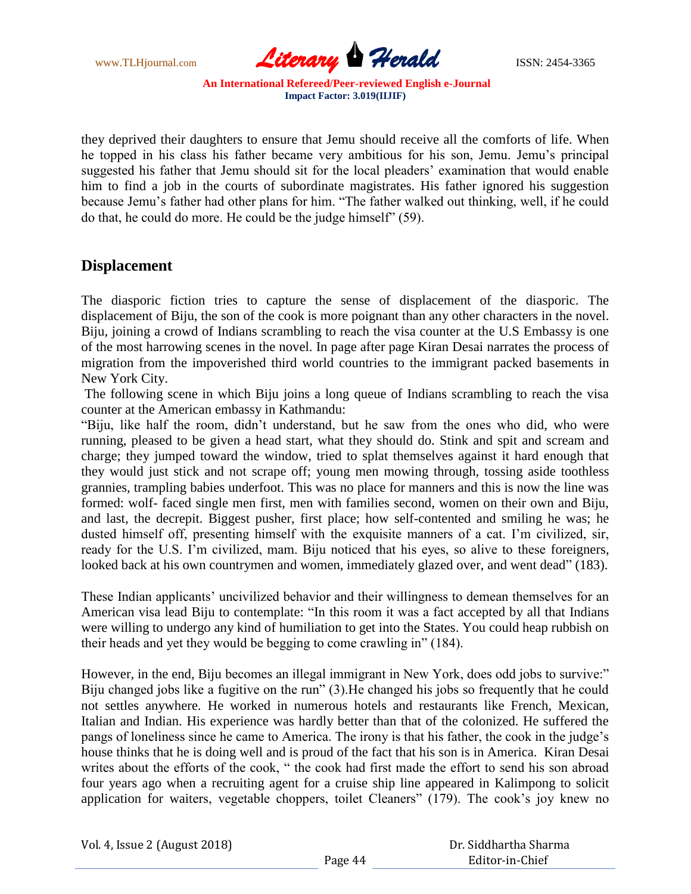they deprived their daughters to ensure that Jemu should receive all the comforts of life. When he topped in his class his father became very ambitious for his son, Jemu. Jemu's principal suggested his father that Jemu should sit for the local pleaders' examination that would enable him to find a job in the courts of subordinate magistrates. His father ignored his suggestion because Jemu's father had other plans for him. "The father walked out thinking, well, if he could do that, he could do more. He could be the judge himself" (59).

## Displacement

The diasporic fiction tries to capture the sense of displacement of the diasporic. The displacement of Biju, the son of the cook is more poignant than any other characters in the novel. Biju, joining a crowd of Indians scrambling to reach the visa counter at the U.S Embassy is one of the most harrowing scenes in the novel. In page after page Kiran Desai narrates the process of migration from the impoverished third world countries to the immigrant packed basements in New York City.

The following scene in which Biju joins a long queue of Indians scrambling to reach the visa counter at the American embassy in Kathmandu:

"Biju, like half the room, didn't understand, but he saw from the ones who did, who were running, pleased to be given a head start, what they should do. Stink and spit and scream and charge; they jumped toward the window, tried to splat themselves against it hard enough that they would just stick and not scrape off; young men mowing through, tossing aside toothless grannies, trampling babies underfoot. This was no place for manners and this is now the line was formed: wolf- faced single men first, men with families second, women on their own and Biju, and last, the decrepit. Biggest pusher, first place; how self-contented and smiling he was; he dusted himself off, presenting himself with the exquisite manners of a cat. I'm civilized, sir, ready for the U.S. I'm civilized, mam. Biju noticed that his eyes, so alive to these foreigners, looked back at his own countrymen and women, immediately glazed over, and went dead" (183).

These Indian applicants' uncivilized behavior and their willingness to demean themselves for an American visa lead Biju to contemplate: "In this room it was a fact accepted by all that Indians were willing to undergo any kind of humiliation to get into the States. You could heap rubbish on their heads and yet they would be begging to come crawling in" (184).

However, in the end, Biju becomes an illegal immigrant in New York, does odd jobs to survive:" Biju changed jobs like a fugitive on the run" (3).He changed his jobs so frequently that he could not settles anywhere. He worked in numerous hotels and restaurants like French, Mexican, Italian and Indian. His experience was hardly better than that of the colonized. He suffered the pangs of loneliness since he came to America. The irony is that his father, the cook in the judge's house thinks that he is doing well and is proud of the fact that his son is in America. Kiran Desai writes about the efforts of the cook, " the cook had first made the effort to send his son abroad four years ago when a recruiting agent for a cruise ship line appeared in Kalimpong to solicit application for waiters, vegetable choppers, toilet Cleaners" (179). The cook's joy knew no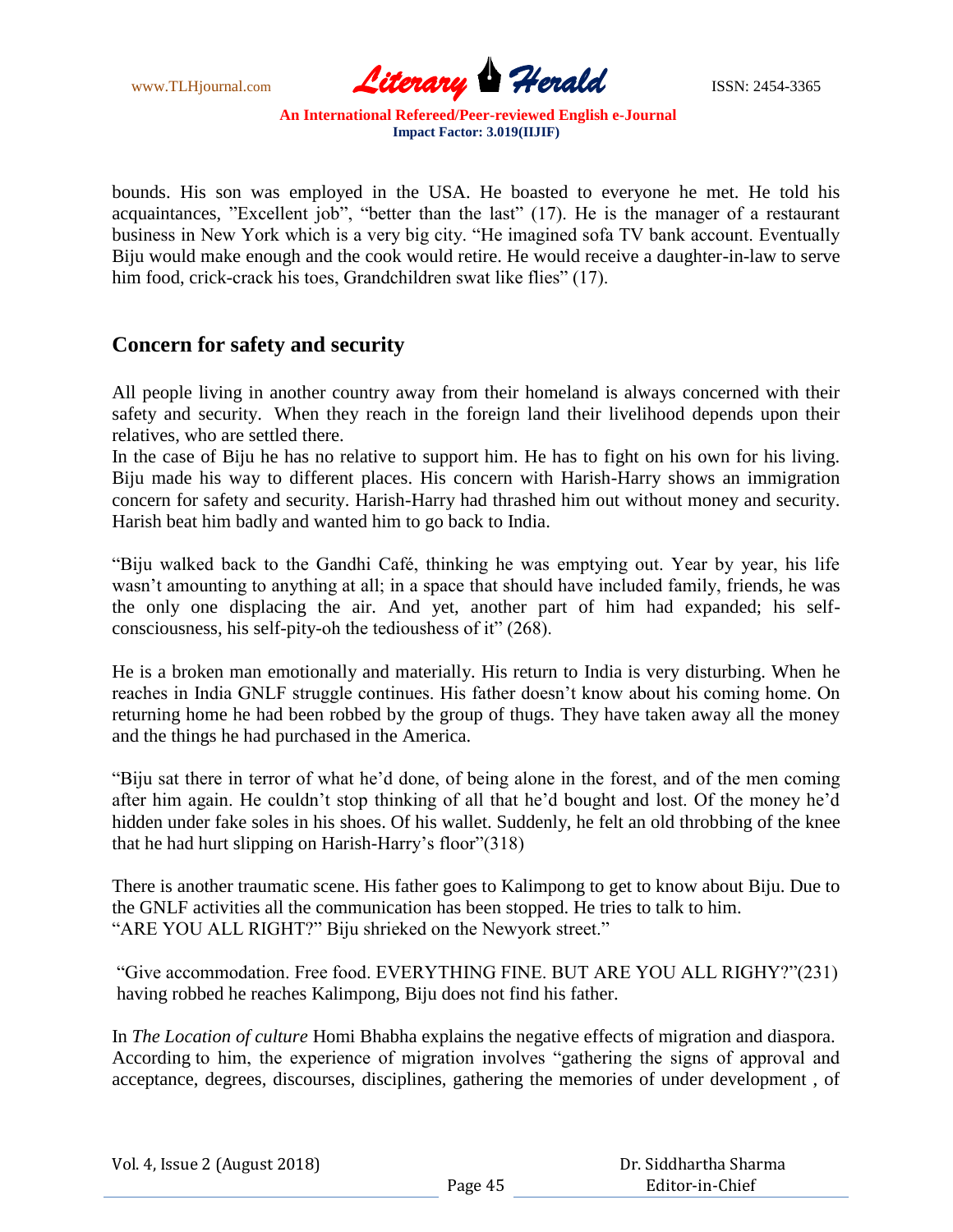bounds. His son was employed in the USA. He boasted to everyone he met. He told his acquaintances, "Excellent job", "better than the last" (17). He is the manager of a restaurant business in New York which is a very big city. "He imagined sofa TV bank account. Eventually Biju would make enough and the cook would retire. He would receive a daughter-in-law to serve him food, crick-crack his toes, Grandchildren swat like flies" (17).

## Concern for safety and security

All people living in another country away from their homeland is always concerned with their safety and security. When they reach in the foreign land their livelihood depends upon their relatives, who are settled there.

In the case of Biju he has no relative to support him. He has to fight on his own for his living. Biju made his way to different places. His concern with Harish-Harry shows an immigration concern for safety and security. Harish-Harry had thrashed him out without money and security. Harish beat him badly and wanted him to go back to India.

"Biju walked back to the Gandhi Café, thinking he was emptying out. Year by year, his life wasn't amounting to anything at all; in a space that should have included family, friends, he was the only one displacing the air. And yet, another part of him had expanded; his self-consciousness, his self-pity-oh the tedioushess of it" (268).

He is a broken man emotionally and materially. His return to India is very disturbing. When he reaches in India GNLF struggle continues. His father doesn't know about his coming home. On returning home he had been robbed by the group of thugs. They have taken away all the money and the things he had purchased in the America.

"Biju sat there in terror of what he'd done, of being alone in the forest, and of the men coming after him again. He couldn't stop thinking of all that he'd bought and lost. Of the money he'd hidden under fake soles in his shoes. Of his wallet. Suddenly, he felt an old throbbing of the knee that he had hurt slipping on Harish-Harry's floor"(318)

There is another traumatic scene. His father goes to Kalimpong to get to know about Biju. Due to the GNLF activities all the communication has been stopped. He tries to talk to him.
"ARE YOU ALL RIGHT?" Biju shrieked on the Newyork street."

"Give accommodation. Free food. EVERYTHING FINE. BUT ARE YOU ALL RIGHY?"(231) having robbed he reaches Kalimpong, Biju does not find his father.

In *The Location of culture* Homi Bhabha explains the negative effects of migration and diaspora. According to him, the experience of migration involves "gathering the signs of approval and acceptance, degrees, discourses, disciplines, gathering the memories of under development , of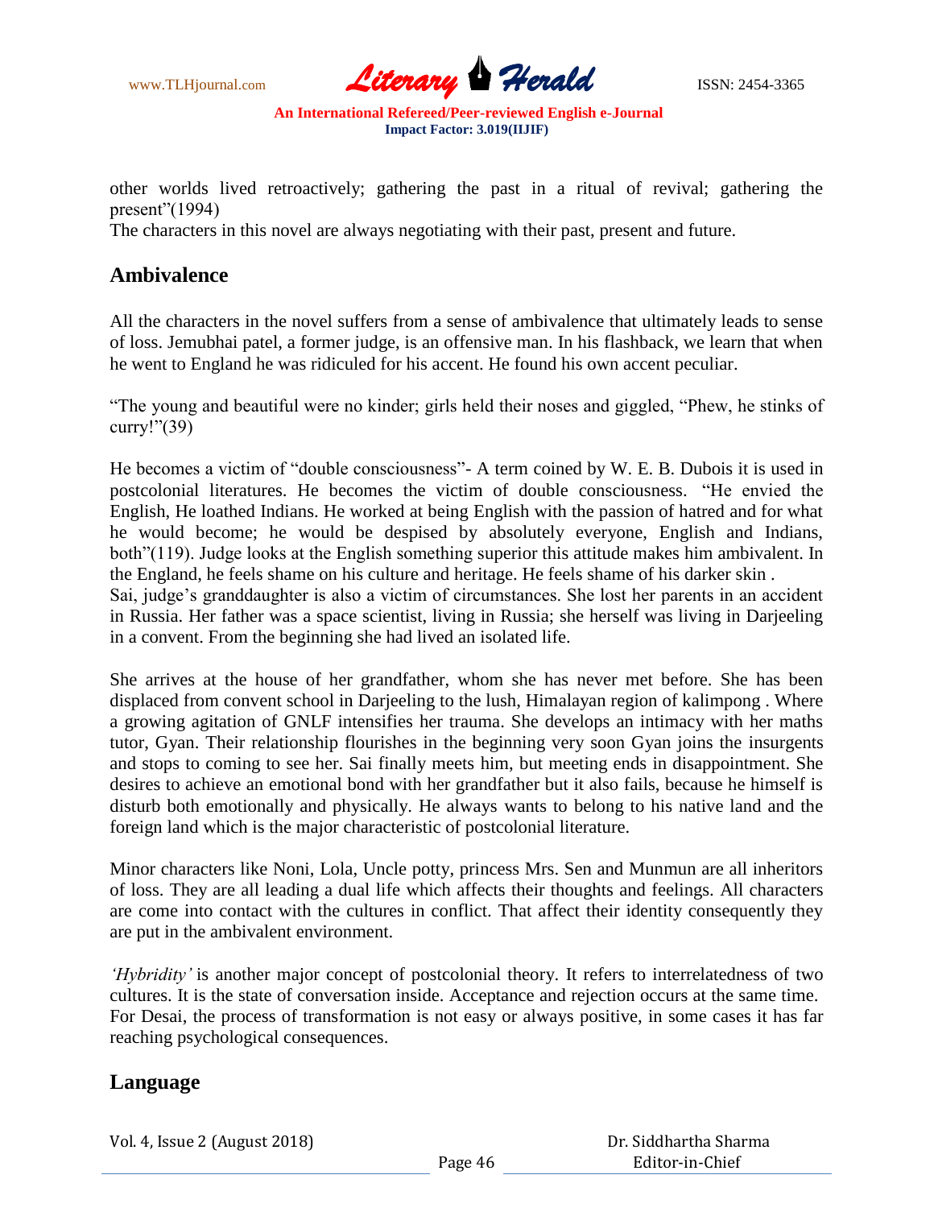other worlds lived retroactively; gathering the past in a ritual of revival; gathering the present"(1994)

The characters in this novel are always negotiating with their past, present and future.

## Ambivalence

All the characters in the novel suffers from a sense of ambivalence that ultimately leads to sense of loss. Jemubhai patel, a former judge, is an offensive man. In his flashback, we learn that when he went to England he was ridiculed for his accent. He found his own accent peculiar.

"The young and beautiful were no kinder; girls held their noses and giggled, "Phew, he stinks of curry!"(39)

He becomes a victim of "double consciousness"- A term coined by W. E. B. Dubois it is used in postcolonial literatures. He becomes the victim of double consciousness. "He envied the English, He loathed Indians. He worked at being English with the passion of hatred and for what he would become; he would be despised by absolutely everyone, English and Indians, both"(119). Judge looks at the English something superior this attitude makes him ambivalent. In the England, he feels shame on his culture and heritage. He feels shame of his darker skin .
Sai, judge's granddaughter is also a victim of circumstances. She lost her parents in an accident in Russia. Her father was a space scientist, living in Russia; she herself was living in Darjeeling in a convent. From the beginning she had lived an isolated life.

She arrives at the house of her grandfather, whom she has never met before. She has been displaced from convent school in Darjeeling to the lush, Himalayan region of kalimpong . Where a growing agitation of GNLF intensifies her trauma. She develops an intimacy with her maths tutor, Gyan. Their relationship flourishes in the beginning very soon Gyan joins the insurgents and stops to coming to see her. Sai finally meets him, but meeting ends in disappointment. She desires to achieve an emotional bond with her grandfather but it also fails, because he himself is disturb both emotionally and physically. He always wants to belong to his native land and the foreign land which is the major characteristic of postcolonial literature.

Minor characters like Noni, Lola, Uncle potty, princess Mrs. Sen and Munmun are all inheritors of loss. They are all leading a dual life which affects their thoughts and feelings. All characters are come into contact with the cultures in conflict. That affect their identity consequently they are put in the ambivalent environment.

*'Hybridity'* is another major concept of postcolonial theory. It refers to interrelatedness of two cultures. It is the state of conversation inside. Acceptance and rejection occurs at the same time. For Desai, the process of transformation is not easy or always positive, in some cases it has far reaching psychological consequences.

## Language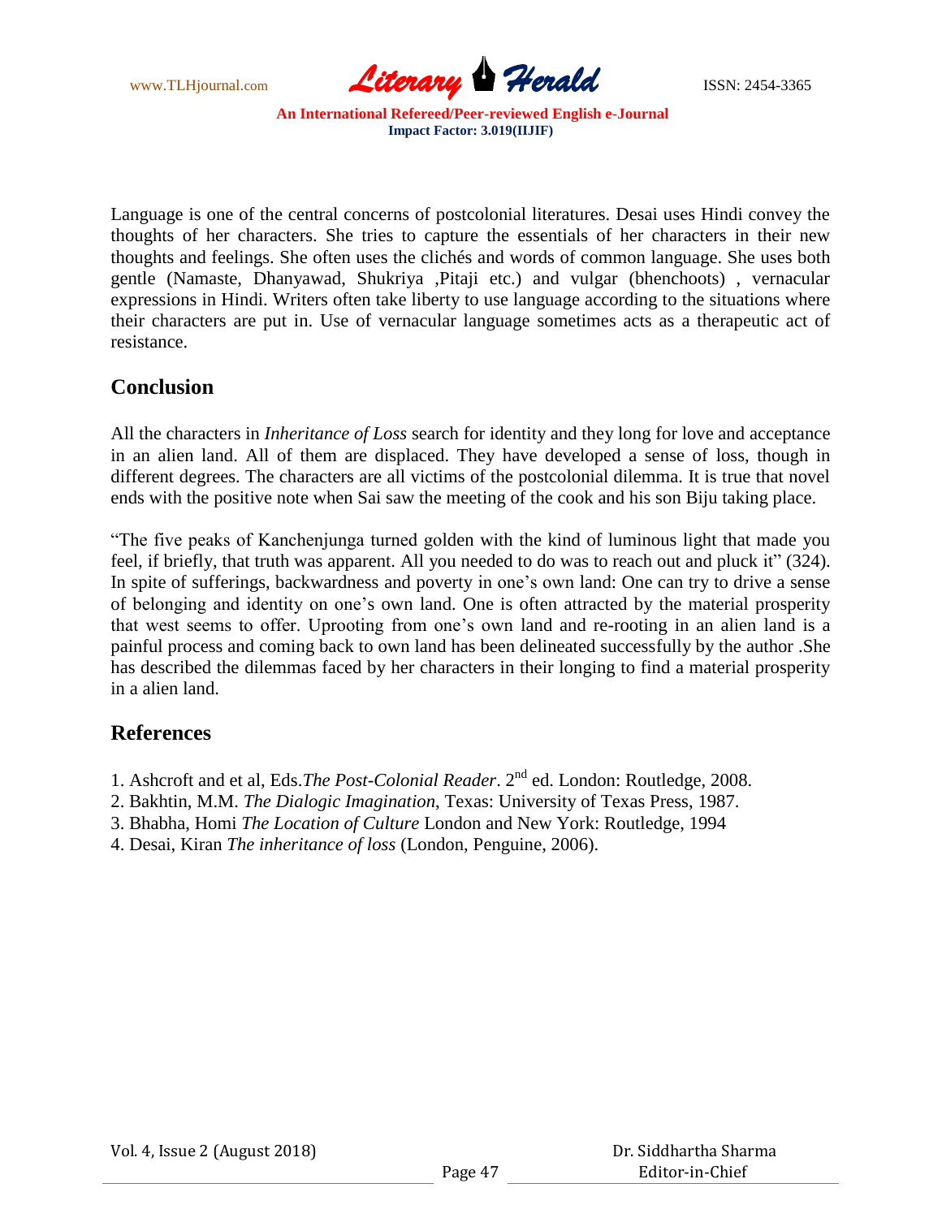Language is one of the central concerns of postcolonial literatures. Desai uses Hindi convey the thoughts of her characters. She tries to capture the essentials of her characters in their new thoughts and feelings. She often uses the clichés and words of common language. She uses both gentle (Namaste, Dhanyawad, Shukriya ,Pitaji etc.) and vulgar (bhenchoots) , vernacular expressions in Hindi. Writers often take liberty to use language according to the situations where their characters are put in. Use of vernacular language sometimes acts as a therapeutic act of resistance.

## Conclusion

All the characters in *Inheritance of Loss* search for identity and they long for love and acceptance in an alien land. All of them are displaced. They have developed a sense of loss, though in different degrees. The characters are all victims of the postcolonial dilemma. It is true that novel ends with the positive note when Sai saw the meeting of the cook and his son Biju taking place.

"The five peaks of Kanchenjunga turned golden with the kind of luminous light that made you feel, if briefly, that truth was apparent. All you needed to do was to reach out and pluck it" (324). In spite of sufferings, backwardness and poverty in one's own land: One can try to drive a sense of belonging and identity on one's own land. One is often attracted by the material prosperity that west seems to offer. Uprooting from one's own land and re-rooting in an alien land is a painful process and coming back to own land has been delineated successfully by the author .She has described the dilemmas faced by her characters in their longing to find a material prosperity in a alien land.

## References

1. Ashcroft and et al, Eds.*The Post-Colonial Reader*. 2nd ed. London: Routledge, 2008.
2. Bakhtin, M.M. *The Dialogic Imagination*, Texas: University of Texas Press, 1987.
3. Bhabha, Homi *The Location of Culture* London and New York: Routledge, 1994
4. Desai, Kiran *The inheritance of loss* (London, Penguine, 2006).